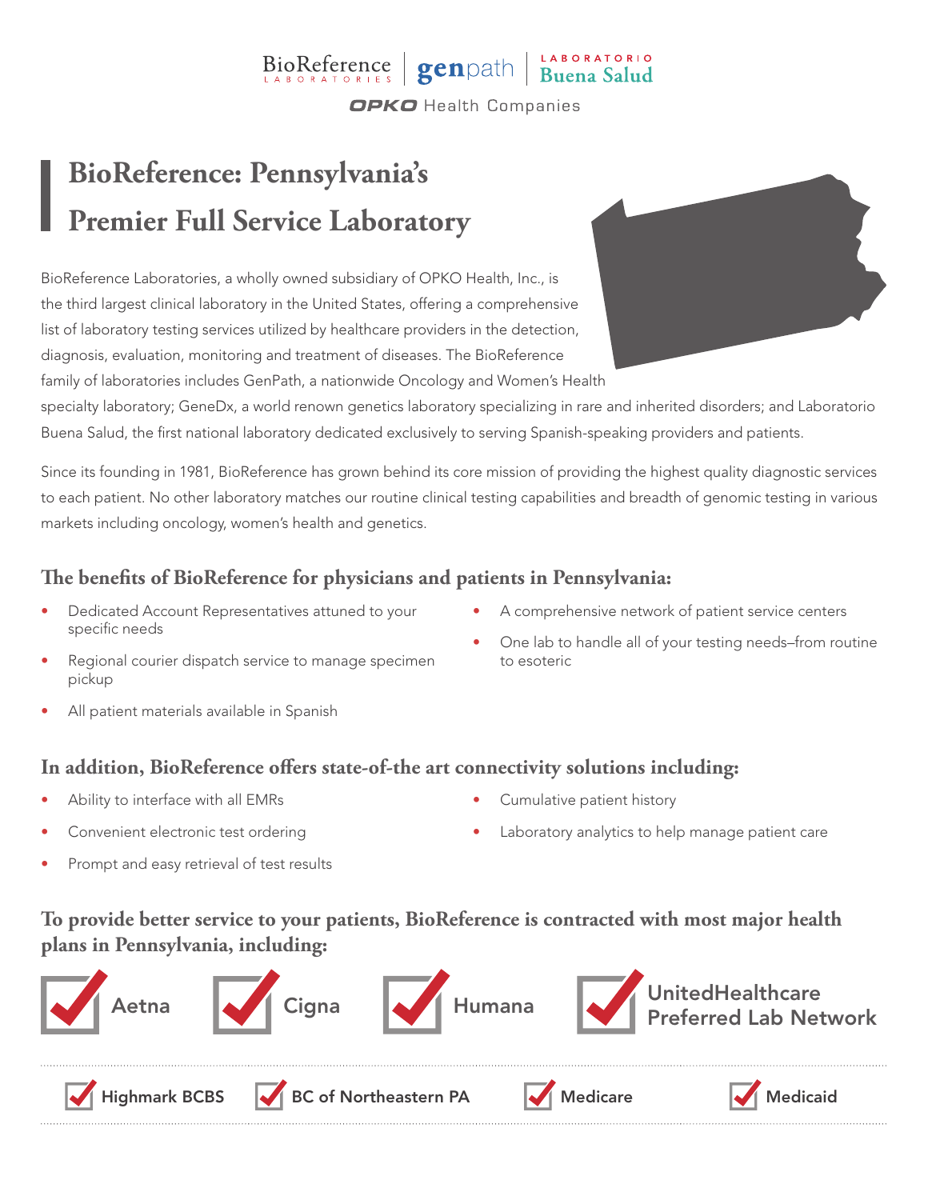BioReference LABORATORIES | genpath | LABORATORIO Buena Salud

OPKO Health Companies

# BioReference: Pennsylvania's Premier Full Service Laboratory

BioReference Laboratories, a wholly owned subsidiary of OPKO Health, Inc., is the third largest clinical laboratory in the United States, offering a comprehensive list of laboratory testing services utilized by healthcare providers in the detection, diagnosis, evaluation, monitoring and treatment of diseases. The BioReference family of laboratories includes GenPath, a nationwide Oncology and Women's Health specialty laboratory; GeneDx, a world renown genetics laboratory specializing in rare and inherited disorders; and Laboratorio Buena Salud, the first national laboratory dedicated exclusively to serving Spanish-speaking providers and patients.

Since its founding in 1981, BioReference has grown behind its core mission of providing the highest quality diagnostic services to each patient. No other laboratory matches our routine clinical testing capabilities and breadth of genomic testing in various markets including oncology, women's health and genetics.

## The benefits of BioReference for physicians and patients in Pennsylvania:

- Dedicated Account Representatives attuned to your specific needs
- Regional courier dispatch service to manage specimen pickup
- All patient materials available in Spanish
- A comprehensive network of patient service centers
- One lab to handle all of your testing needs–from routine to esoteric

## In addition, BioReference offers state-of-the art connectivity solutions including:

- Ability to interface with all EMRs
- Convenient electronic test ordering
- Prompt and easy retrieval of test results
- Cumulative patient history
- Laboratory analytics to help manage patient care

## To provide better service to your patients, BioReference is contracted with most major health plans in Pennsylvania, including:

- Aetna
- Cigna
- Humana
- UnitedHealthcare Preferred Lab Network
- Highmark BCBS
- BC of Northeastern PA
- Medicare
- Medicaid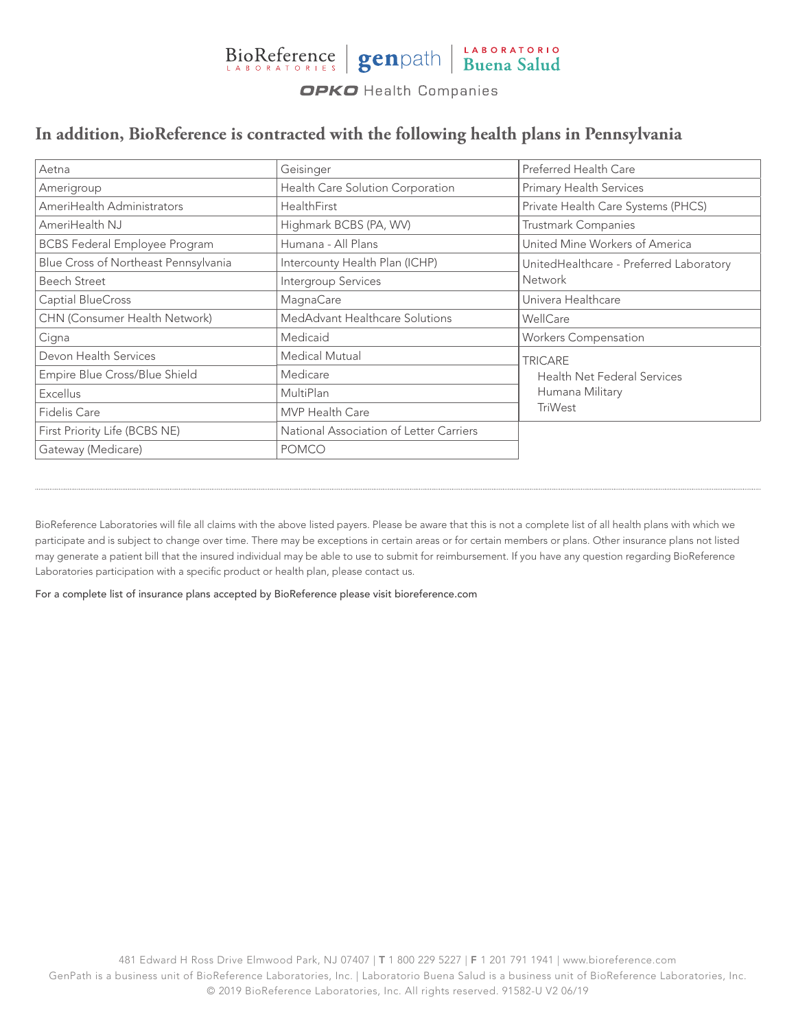BioReference LABORATORIES | genpath | LABORATORIO Buena Salud

OPKO Health Companies

## In addition, BioReference is contracted with the following health plans in Pennsylvania

| | | |
|---|---|---|
| Aetna | Geisinger | Preferred Health Care |
| Amerigroup | Health Care Solution Corporation | Primary Health Services |
| AmeriHealth Administrators | HealthFirst | Private Health Care Systems (PHCS) |
| AmeriHealth NJ | Highmark BCBS (PA, WV) | Trustmark Companies |
| BCBS Federal Employee Program | Humana - All Plans | United Mine Workers of America |
| Blue Cross of Northeast Pennsylvania | Intercounty Health Plan (ICHP) | UnitedHealthcare - Preferred Laboratory Network |
| Beech Street | Intergroup Services | |
| Captial BlueCross | MagnaCare | Univera Healthcare |
| CHN (Consumer Health Network) | MedAdvant Healthcare Solutions | WellCare |
| Cigna | Medicaid | Workers Compensation |
| Devon Health Services | Medical Mutual | TRICARE |
| Empire Blue Cross/Blue Shield | Medicare | Health Net Federal Services |
| Excellus | MultiPlan | Humana Military |
| Fidelis Care | MVP Health Care | TriWest |
| First Priority Life (BCBS NE) | National Association of Letter Carriers | |
| Gateway (Medicare) | POMCO | |

BioReference Laboratories will file all claims with the above listed payers. Please be aware that this is not a complete list of all health plans with which we participate and is subject to change over time. There may be exceptions in certain areas or for certain members or plans. Other insurance plans not listed may generate a patient bill that the insured individual may be able to use to submit for reimbursement. If you have any question regarding BioReference Laboratories participation with a specific product or health plan, please contact us.

For a complete list of insurance plans accepted by BioReference please visit bioreference.com

481 Edward H Ross Drive Elmwood Park, NJ 07407 | **T** 1 800 229 5227 | **F** 1 201 791 1941 | www.bioreference.com
GenPath is a business unit of BioReference Laboratories, Inc. | Laboratorio Buena Salud is a business unit of BioReference Laboratories, Inc.
© 2019 BioReference Laboratories, Inc. All rights reserved. 91582-U V2 06/19